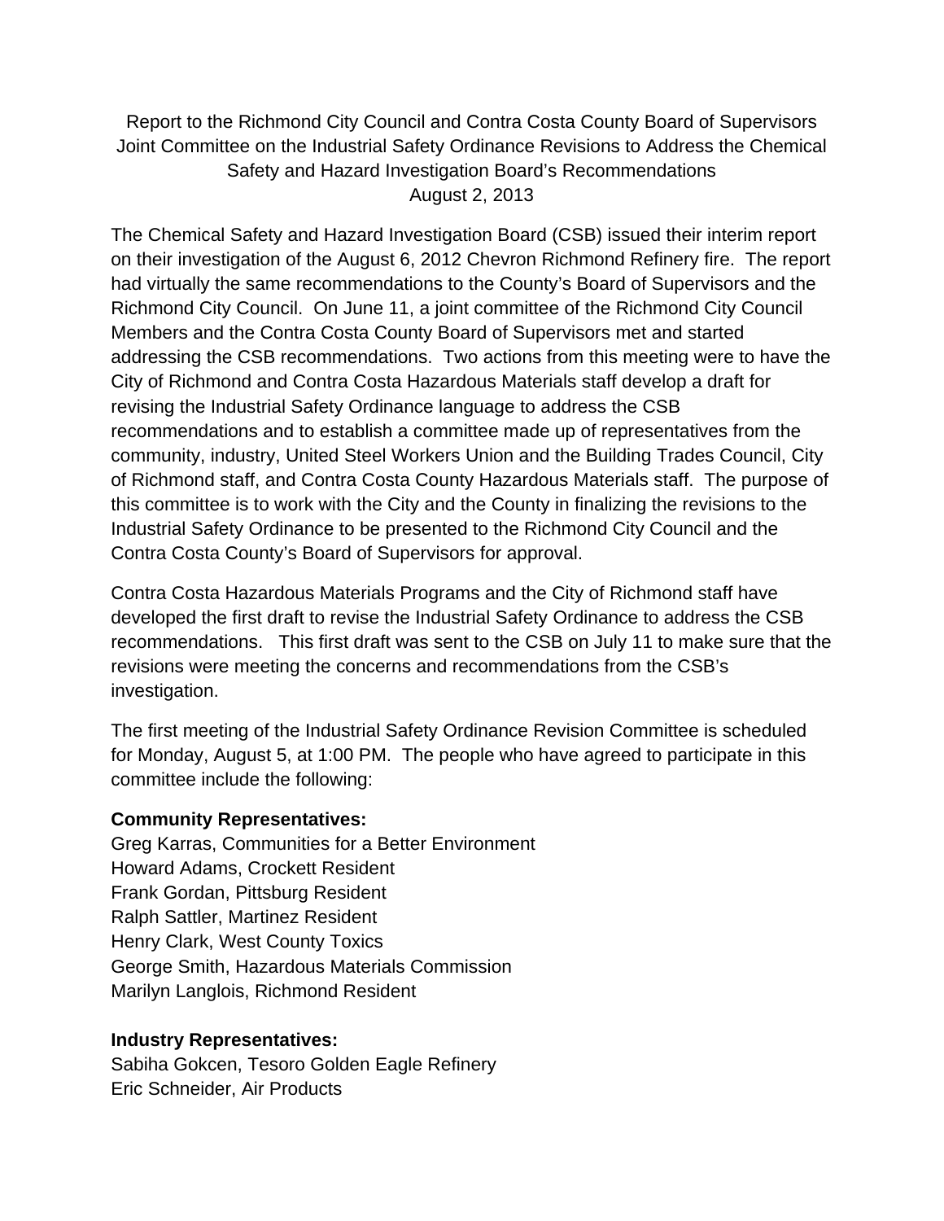Report to the Richmond City Council and Contra Costa County Board of Supervisors Joint Committee on the Industrial Safety Ordinance Revisions to Address the Chemical Safety and Hazard Investigation Board's Recommendations
August 2, 2013

The Chemical Safety and Hazard Investigation Board (CSB) issued their interim report on their investigation of the August 6, 2012 Chevron Richmond Refinery fire. The report had virtually the same recommendations to the County's Board of Supervisors and the Richmond City Council. On June 11, a joint committee of the Richmond City Council Members and the Contra Costa County Board of Supervisors met and started addressing the CSB recommendations. Two actions from this meeting were to have the City of Richmond and Contra Costa Hazardous Materials staff develop a draft for revising the Industrial Safety Ordinance language to address the CSB recommendations and to establish a committee made up of representatives from the community, industry, United Steel Workers Union and the Building Trades Council, City of Richmond staff, and Contra Costa County Hazardous Materials staff. The purpose of this committee is to work with the City and the County in finalizing the revisions to the Industrial Safety Ordinance to be presented to the Richmond City Council and the Contra Costa County's Board of Supervisors for approval.

Contra Costa Hazardous Materials Programs and the City of Richmond staff have developed the first draft to revise the Industrial Safety Ordinance to address the CSB recommendations. This first draft was sent to the CSB on July 11 to make sure that the revisions were meeting the concerns and recommendations from the CSB's investigation.

The first meeting of the Industrial Safety Ordinance Revision Committee is scheduled for Monday, August 5, at 1:00 PM. The people who have agreed to participate in this committee include the following:

**Community Representatives:**
Greg Karras, Communities for a Better Environment
Howard Adams, Crockett Resident
Frank Gordan, Pittsburg Resident
Ralph Sattler, Martinez Resident
Henry Clark, West County Toxics
George Smith, Hazardous Materials Commission
Marilyn Langlois, Richmond Resident

**Industry Representatives:**
Sabiha Gokcen, Tesoro Golden Eagle Refinery
Eric Schneider, Air Products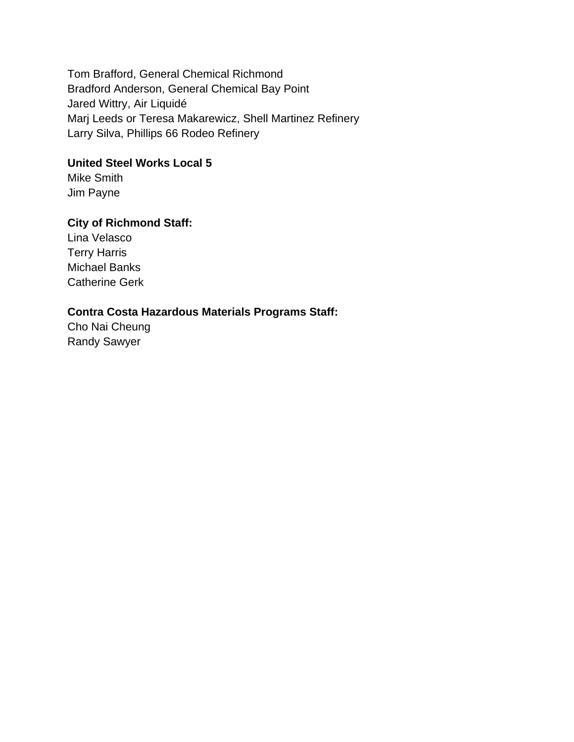Tom Brafford, General Chemical Richmond
Bradford Anderson, General Chemical Bay Point
Jared Wittry, Air Liquidé
Marj Leeds or Teresa Makarewicz, Shell Martinez Refinery
Larry Silva, Phillips 66 Rodeo Refinery

**United Steel Works Local 5**
Mike Smith
Jim Payne

**City of Richmond Staff:**
Lina Velasco
Terry Harris
Michael Banks
Catherine Gerk

**Contra Costa Hazardous Materials Programs Staff:**
Cho Nai Cheung
Randy Sawyer